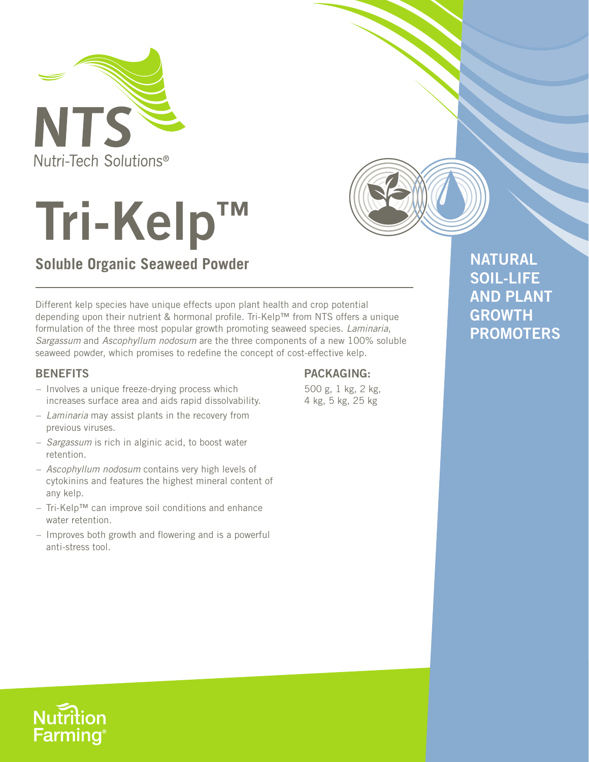NTS

Nutri-Tech Solutions®

# Tri-Kelp™

## Soluble Organic Seaweed Powder

**NATURAL SOIL-LIFE AND PLANT GROWTH PROMOTERS**

Different kelp species have unique effects upon plant health and crop potential depending upon their nutrient & hormonal profile. Tri-Kelp™ from NTS offers a unique formulation of the three most popular growth promoting seaweed species. *Laminaria*, *Sargassum* and *Ascophyllum nodosum* are the three components of a new 100% soluble seaweed powder, which promises to redefine the concept of cost-effective kelp.

### BENEFITS

- Involves a unique freeze-drying process which increases surface area and aids rapid dissolvability.
- *Laminaria* may assist plants in the recovery from previous viruses.
- *Sargassum* is rich in alginic acid, to boost water retention.
- *Ascophyllum nodosum* contains very high levels of cytokinins and features the highest mineral content of any kelp.
- Tri-Kelp™ can improve soil conditions and enhance water retention.
- Improves both growth and flowering and is a powerful anti-stress tool.

### PACKAGING:

500 g, 1 kg, 2 kg, 4 kg, 5 kg, 25 kg

Nutrition Farming®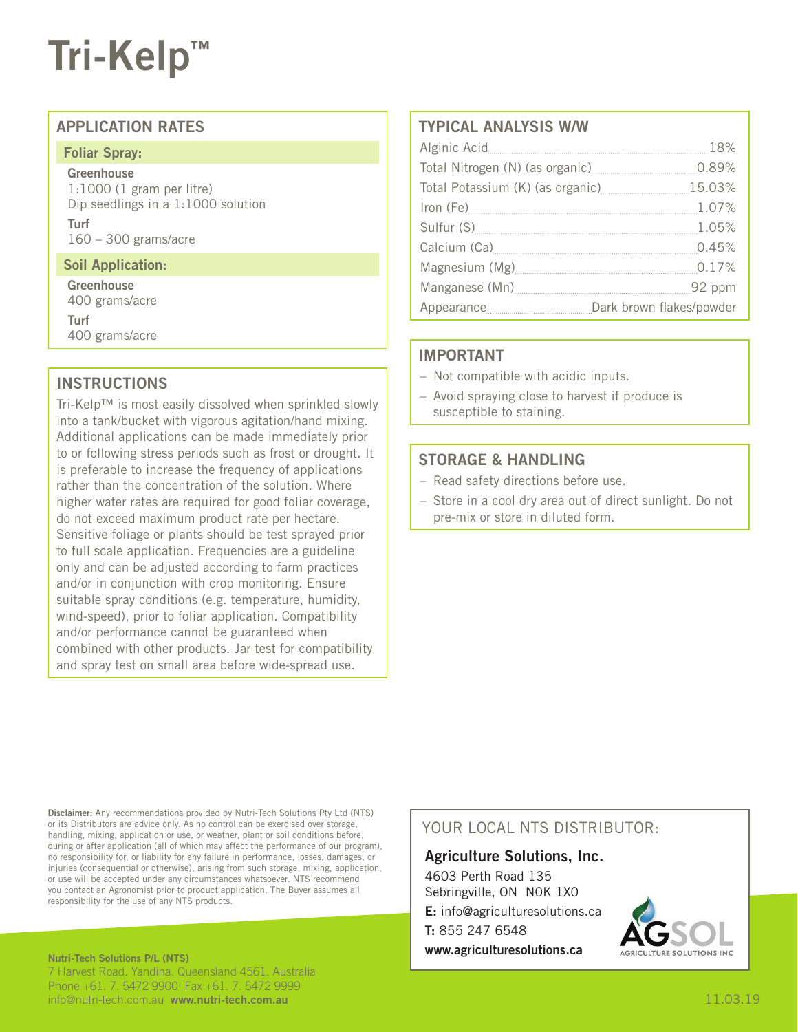# Tri-Kelp™

## APPLICATION RATES

### Foliar Spray:

**Greenhouse**
1:1000 (1 gram per litre)
Dip seedlings in a 1:1000 solution

**Turf**
160 – 300 grams/acre

### Soil Application:

**Greenhouse**
400 grams/acre

**Turf**
400 grams/acre

## INSTRUCTIONS

Tri-Kelp™ is most easily dissolved when sprinkled slowly into a tank/bucket with vigorous agitation/hand mixing. Additional applications can be made immediately prior to or following stress periods such as frost or drought. It is preferable to increase the frequency of applications rather than the concentration of the solution. Where higher water rates are required for good foliar coverage, do not exceed maximum product rate per hectare. Sensitive foliage or plants should be test sprayed prior to full scale application. Frequencies are a guideline only and can be adjusted according to farm practices and/or in conjunction with crop monitoring. Ensure suitable spray conditions (e.g. temperature, humidity, wind-speed), prior to foliar application. Compatibility and/or performance cannot be guaranteed when combined with other products. Jar test for compatibility and spray test on small area before wide-spread use.

## TYPICAL ANALYSIS W/W

| | |
|---|---|
| Alginic Acid | 18% |
| Total Nitrogen (N) (as organic) | 0.89% |
| Total Potassium (K) (as organic) | 15.03% |
| Iron (Fe) | 1.07% |
| Sulfur (S) | 1.05% |
| Calcium (Ca) | 0.45% |
| Magnesium (Mg) | 0.17% |
| Manganese (Mn) | 92 ppm |
| Appearance | Dark brown flakes/powder |

## IMPORTANT

- Not compatible with acidic inputs.
- Avoid spraying close to harvest if produce is susceptible to staining.

## STORAGE & HANDLING

- Read safety directions before use.
- Store in a cool dry area out of direct sunlight. Do not pre-mix or store in diluted form.

**Disclaimer:** Any recommendations provided by Nutri-Tech Solutions Pty Ltd (NTS) or its Distributors are advice only. As no control can be exercised over storage, handling, mixing, application or use, or weather, plant or soil conditions before, during or after application (all of which may affect the performance of our program), no responsibility for, or liability for any failure in performance, losses, damages, or injuries (consequential or otherwise), arising from such storage, mixing, application, or use will be accepted under any circumstances whatsoever. NTS recommend you contact an Agronomist prior to product application. The Buyer assumes all responsibility for the use of any NTS products.

**Nutri-Tech Solutions P/L (NTS)**
7 Harvest Road. Yandina. Queensland 4561. Australia
Phone +61. 7. 5472 9900 Fax +61. 7. 5472 9999
info@nutri-tech.com.au **www.nutri-tech.com.au**

YOUR LOCAL NTS DISTRIBUTOR:

**Agriculture Solutions, Inc.**
4603 Perth Road 135
Sebringville, ON N0K 1X0
**E:** info@agriculturesolutions.ca
**T:** 855 247 6548
**www.agriculturesolutions.ca**

AGSOL AGRICULTURE SOLUTIONS INC

11.03.19